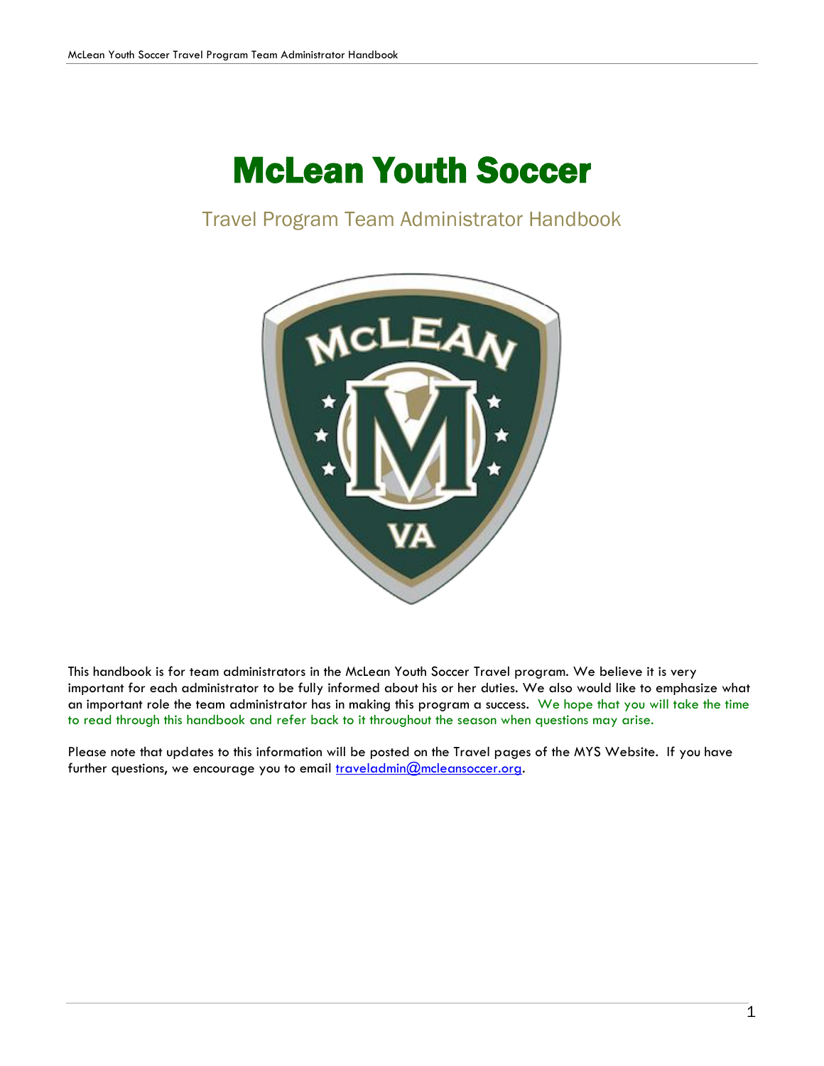# McLean Youth Soccer

## Travel Program Team Administrator Handbook

This handbook is for team administrators in the McLean Youth Soccer Travel program. We believe it is very important for each administrator to be fully informed about his or her duties. We also would like to emphasize what an important role the team administrator has in making this program a success. We hope that you will take the time to read through this handbook and refer back to it throughout the season when questions may arise.

Please note that updates to this information will be posted on the Travel pages of the MYS Website. If you have further questions, we encourage you to email traveladmin@mcleansoccer.org.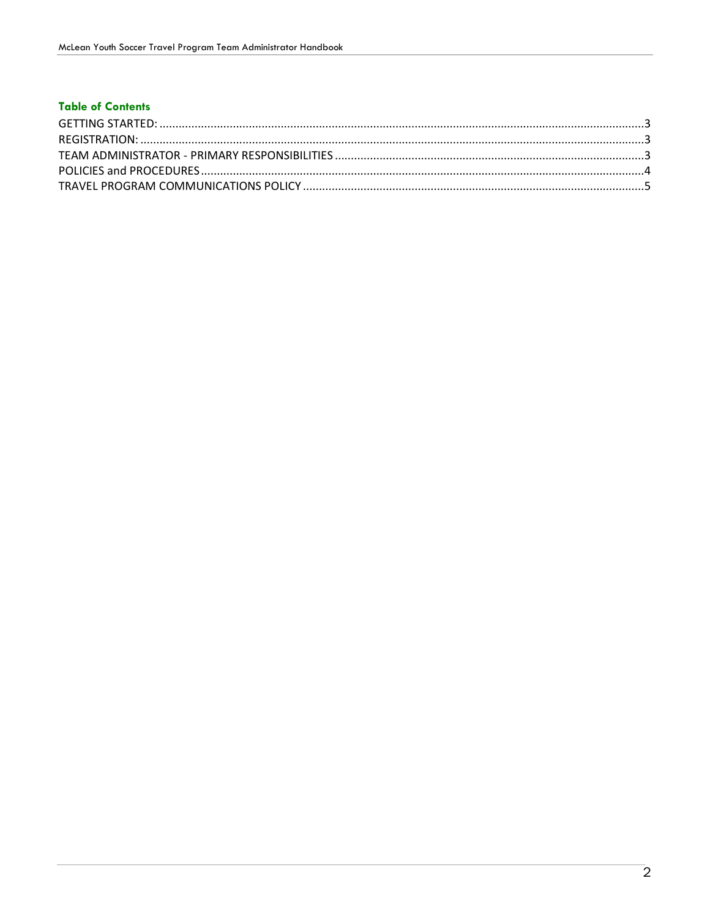## Table of Contents

GETTING STARTED: ...........................................................................3
REGISTRATION: ...............................................................................3
TEAM ADMINISTRATOR - PRIMARY RESPONSIBILITIES .........................3
POLICIES and PROCEDURES ..............................................................4
TRAVEL PROGRAM COMMUNICATIONS POLICY ....................................5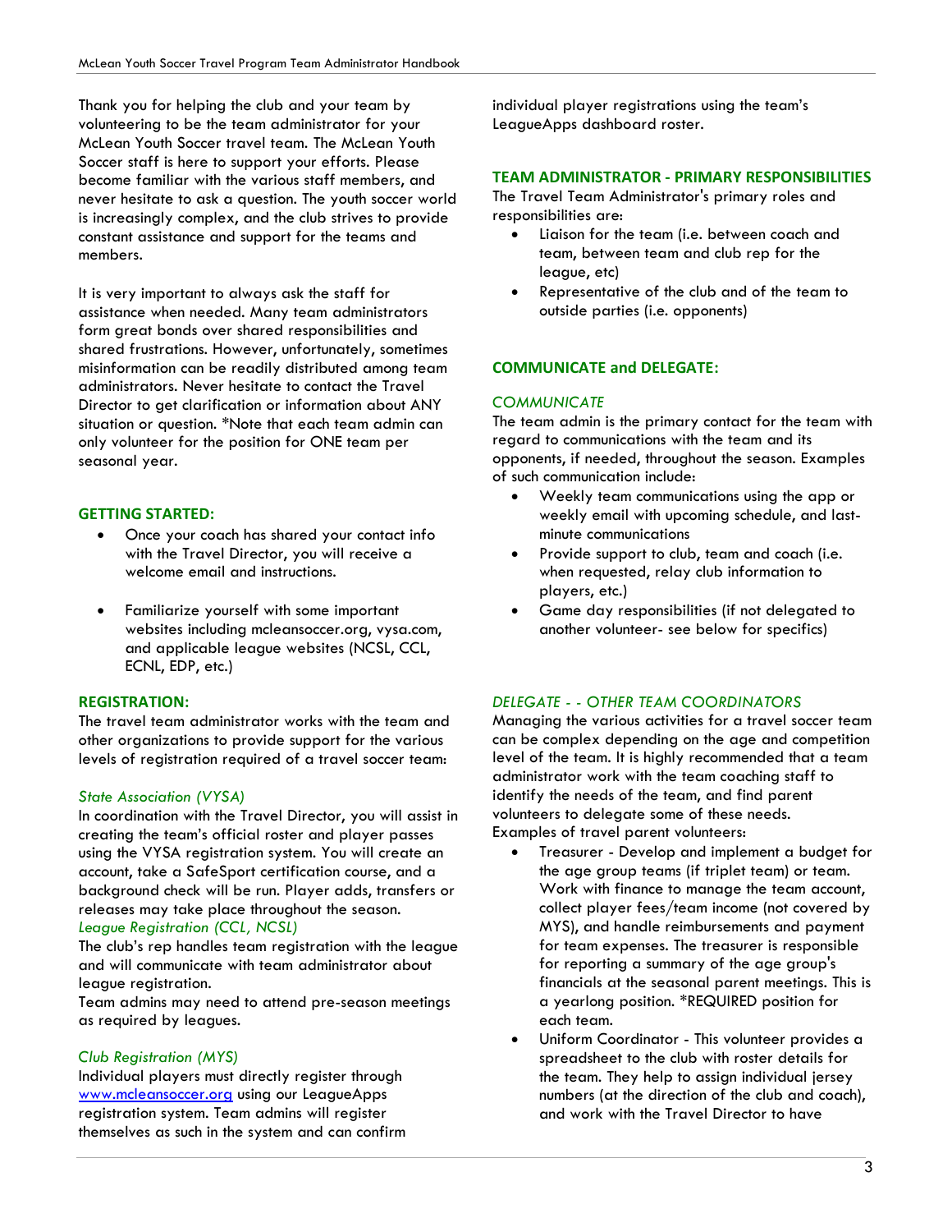Thank you for helping the club and your team by volunteering to be the team administrator for your McLean Youth Soccer travel team. The McLean Youth Soccer staff is here to support your efforts. Please become familiar with the various staff members, and never hesitate to ask a question. The youth soccer world is increasingly complex, and the club strives to provide constant assistance and support for the teams and members.

It is very important to always ask the staff for assistance when needed. Many team administrators form great bonds over shared responsibilities and shared frustrations. However, unfortunately, sometimes misinformation can be readily distributed among team administrators. Never hesitate to contact the Travel Director to get clarification or information about ANY situation or question. *Note that each team admin can only volunteer for the position for ONE team per seasonal year.

## GETTING STARTED:

- Once your coach has shared your contact info with the Travel Director, you will receive a welcome email and instructions.
- Familiarize yourself with some important websites including mcleansoccer.org, vysa.com, and applicable league websites (NCSL, CCL, ECNL, EDP, etc.)

## REGISTRATION:

The travel team administrator works with the team and other organizations to provide support for the various levels of registration required of a travel soccer team:

### *State Association (VYSA)*

In coordination with the Travel Director, you will assist in creating the team's official roster and player passes using the VYSA registration system. You will create an account, take a SafeSport certification course, and a background check will be run. Player adds, transfers or releases may take place throughout the season.

### *League Registration (CCL, NCSL)*

The club's rep handles team registration with the league and will communicate with team administrator about league registration.

Team admins may need to attend pre-season meetings as required by leagues.

### *Club Registration (MYS)*

Individual players must directly register through [www.mcleansoccer.org](http://www.mcleansoccer.org) using our LeagueApps registration system. Team admins will register themselves as such in the system and can confirm individual player registrations using the team's LeagueApps dashboard roster.

## TEAM ADMINISTRATOR - PRIMARY RESPONSIBILITIES

The Travel Team Administrator's primary roles and responsibilities are:

- Liaison for the team (i.e. between coach and team, between team and club rep for the league, etc)
- Representative of the club and of the team to outside parties (i.e. opponents)

## COMMUNICATE and DELEGATE:

### *COMMUNICATE*

The team admin is the primary contact for the team with regard to communications with the team and its opponents, if needed, throughout the season. Examples of such communication include:

- Weekly team communications using the app or weekly email with upcoming schedule, and last-minute communications
- Provide support to club, team and coach (i.e. when requested, relay club information to players, etc.)
- Game day responsibilities (if not delegated to another volunteer- see below for specifics)

### *DELEGATE - - OTHER TEAM COORDINATORS*

Managing the various activities for a travel soccer team can be complex depending on the age and competition level of the team. It is highly recommended that a team administrator work with the team coaching staff to identify the needs of the team, and find parent volunteers to delegate some of these needs.

Examples of travel parent volunteers:

- Treasurer - Develop and implement a budget for the age group teams (if triplet team) or team. Work with finance to manage the team account, collect player fees/team income (not covered by MYS), and handle reimbursements and payment for team expenses. The treasurer is responsible for reporting a summary of the age group's financials at the seasonal parent meetings. This is a yearlong position. *REQUIRED position for each team.
- Uniform Coordinator - This volunteer provides a spreadsheet to the club with roster details for the team. They help to assign individual jersey numbers (at the direction of the club and coach), and work with the Travel Director to have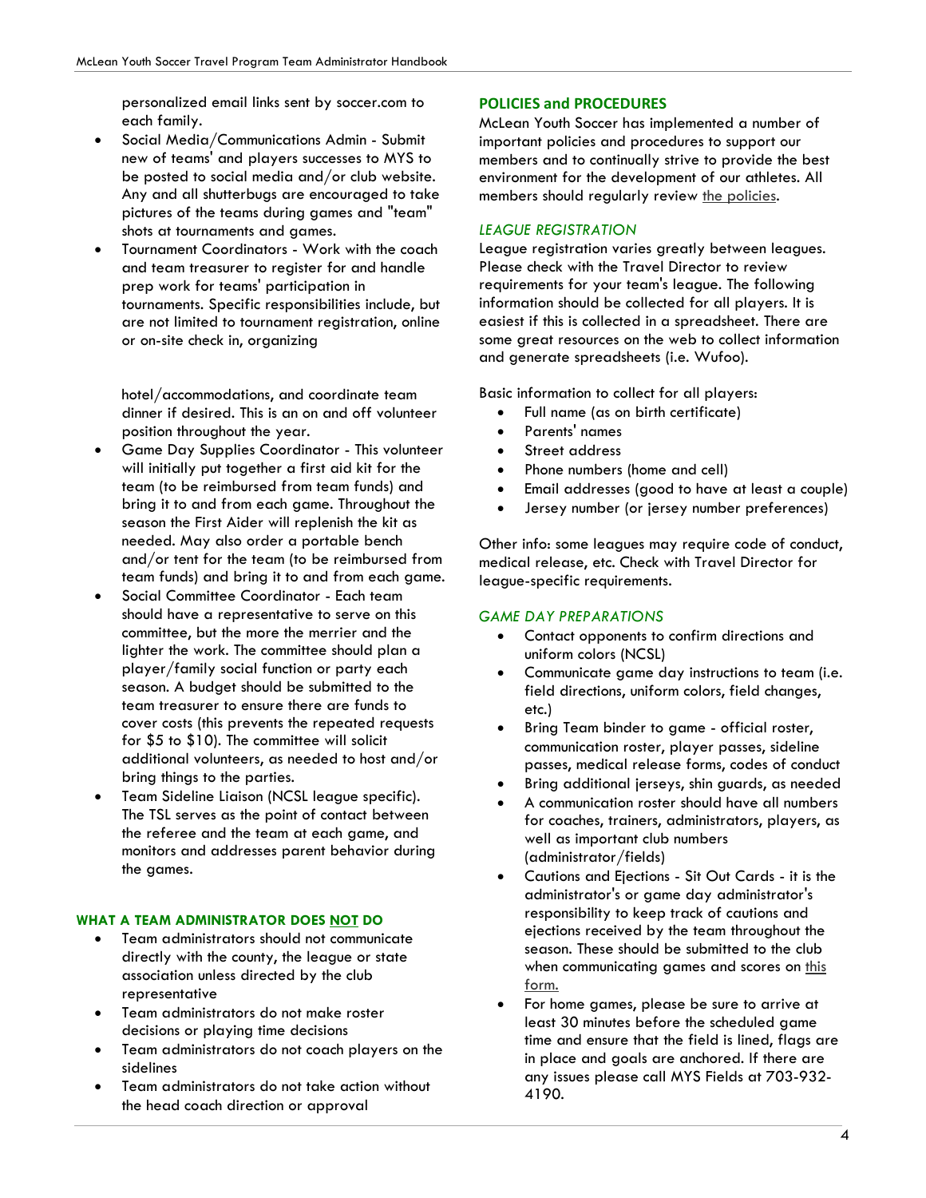personalized email links sent by soccer.com to each family.

- Social Media/Communications Admin - Submit new of teams' and players successes to MYS to be posted to social media and/or club website. Any and all shutterbugs are encouraged to take pictures of the teams during games and "team" shots at tournaments and games.
- Tournament Coordinators - Work with the coach and team treasurer to register for and handle prep work for teams' participation in tournaments. Specific responsibilities include, but are not limited to tournament registration, online or on-site check in, organizing hotel/accommodations, and coordinate team dinner if desired. This is an on and off volunteer position throughout the year.
- Game Day Supplies Coordinator - This volunteer will initially put together a first aid kit for the team (to be reimbursed from team funds) and bring it to and from each game. Throughout the season the First Aider will replenish the kit as needed. May also order a portable bench and/or tent for the team (to be reimbursed from team funds) and bring it to and from each game.
- Social Committee Coordinator - Each team should have a representative to serve on this committee, but the more the merrier and the lighter the work. The committee should plan a player/family social function or party each season. A budget should be submitted to the team treasurer to ensure there are funds to cover costs (this prevents the repeated requests for $5 to $10). The committee will solicit additional volunteers, as needed to host and/or bring things to the parties.
- Team Sideline Liaison (NCSL league specific). The TSL serves as the point of contact between the referee and the team at each game, and monitors and addresses parent behavior during the games.

## WHAT A TEAM ADMINISTRATOR DOES NOT DO

- Team administrators should not communicate directly with the county, the league or state association unless directed by the club representative
- Team administrators do not make roster decisions or playing time decisions
- Team administrators do not coach players on the sidelines
- Team administrators do not take action without the head coach direction or approval

## POLICIES and PROCEDURES

McLean Youth Soccer has implemented a number of important policies and procedures to support our members and to continually strive to provide the best environment for the development of our athletes. All members should regularly review the policies.

### *LEAGUE REGISTRATION*

League registration varies greatly between leagues. Please check with the Travel Director to review requirements for your team's league. The following information should be collected for all players. It is easiest if this is collected in a spreadsheet. There are some great resources on the web to collect information and generate spreadsheets (i.e. Wufoo).

Basic information to collect for all players:

- Full name (as on birth certificate)
- Parents' names
- Street address
- Phone numbers (home and cell)
- Email addresses (good to have at least a couple)
- Jersey number (or jersey number preferences)

Other info: some leagues may require code of conduct, medical release, etc. Check with Travel Director for league-specific requirements.

### *GAME DAY PREPARATIONS*

- Contact opponents to confirm directions and uniform colors (NCSL)
- Communicate game day instructions to team (i.e. field directions, uniform colors, field changes, etc.)
- Bring Team binder to game - official roster, communication roster, player passes, sideline passes, medical release forms, codes of conduct
- Bring additional jerseys, shin guards, as needed
- A communication roster should have all numbers for coaches, trainers, administrators, players, as well as important club numbers (administrator/fields)
- Cautions and Ejections - Sit Out Cards - it is the administrator's or game day administrator's responsibility to keep track of cautions and ejections received by the team throughout the season. These should be submitted to the club when communicating games and scores on this form.
- For home games, please be sure to arrive at least 30 minutes before the scheduled game time and ensure that the field is lined, flags are in place and goals are anchored. If there are any issues please call MYS Fields at 703-932-4190.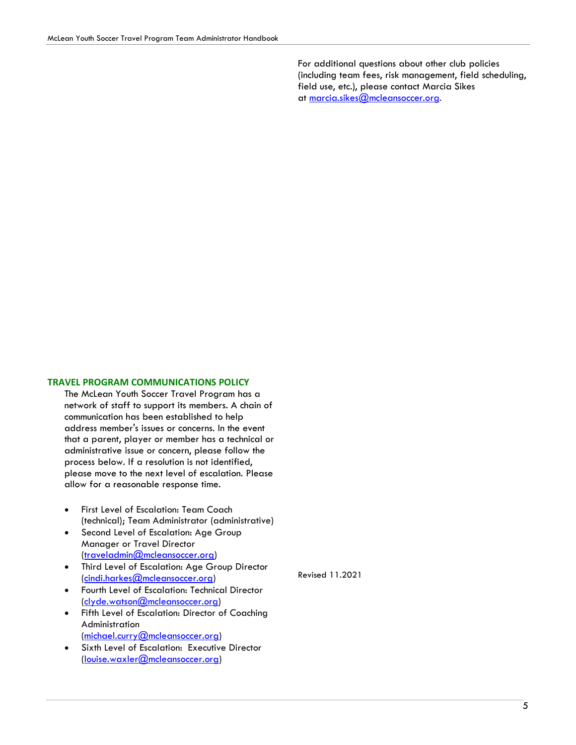For additional questions about other club policies (including team fees, risk management, field scheduling, field use, etc.), please contact Marcia Sikes at marcia.sikes@mcleansoccer.org.

## TRAVEL PROGRAM COMMUNICATIONS POLICY

The McLean Youth Soccer Travel Program has a network of staff to support its members. A chain of communication has been established to help address member's issues or concerns. In the event that a parent, player or member has a technical or administrative issue or concern, please follow the process below. If a resolution is not identified, please move to the next level of escalation. Please allow for a reasonable response time.

- First Level of Escalation: Team Coach (technical); Team Administrator (administrative)
- Second Level of Escalation: Age Group Manager or Travel Director (traveladmin@mcleansoccer.org)
- Third Level of Escalation: Age Group Director (cindi.harkes@mcleansoccer.org)
- Fourth Level of Escalation: Technical Director (clyde.watson@mcleansoccer.org)
- Fifth Level of Escalation: Director of Coaching Administration (michael.curry@mcleansoccer.org)
- Sixth Level of Escalation: Executive Director (louise.waxler@mcleansoccer.org)

Revised 11.2021